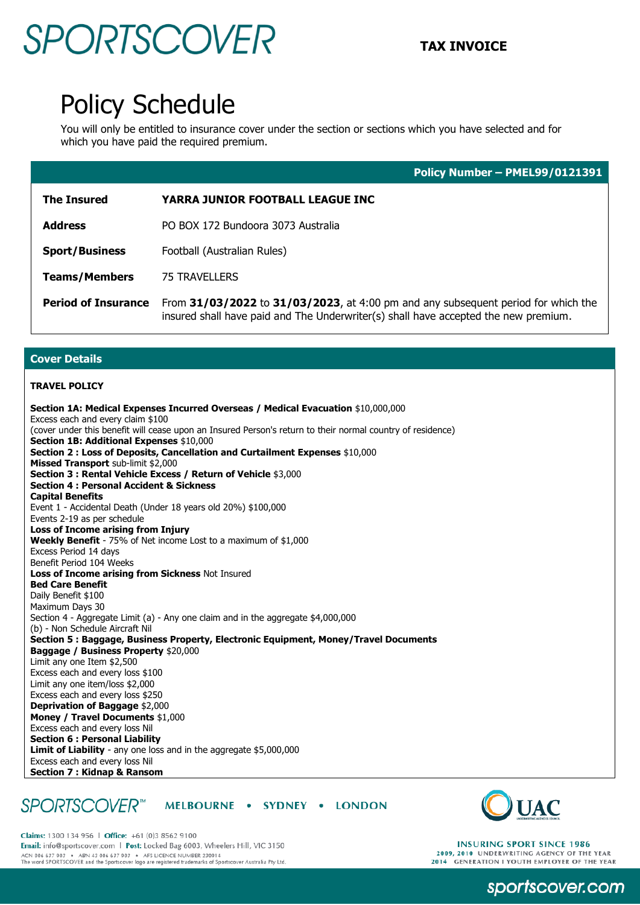# SPORTSCOVER

**TAX INVOICE**

# Policy Schedule

You will only be entitled to insurance cover under the section or sections which you have selected and for which you have paid the required premium.

**Policy Number – PMEL99/0121391**

| | |
|---|---|
| **The Insured** | **YARRA JUNIOR FOOTBALL LEAGUE INC** |
| **Address** | PO BOX 172 Bundoora 3073 Australia |
| **Sport/Business** | Football (Australian Rules) |
| **Teams/Members** | 75 TRAVELLERS |
| **Period of Insurance** | From **31/03/2022** to **31/03/2023**, at 4:00 pm and any subsequent period for which the insured shall have paid and The Underwriter(s) shall have accepted the new premium. |

## Cover Details

**TRAVEL POLICY**

**Section 1A: Medical Expenses Incurred Overseas / Medical Evacuation** $10,000,000
Excess each and every claim $100
(cover under this benefit will cease upon an Insured Person's return to their normal country of residence)
**Section 1B: Additional Expenses** $10,000
**Section 2 : Loss of Deposits, Cancellation and Curtailment Expenses** $10,000
**Missed Transport** sub-limit $2,000
**Section 3 : Rental Vehicle Excess / Return of Vehicle** $3,000
**Section 4 : Personal Accident & Sickness**
**Capital Benefits**
Event 1 - Accidental Death (Under 18 years old 20%) $100,000
Events 2-19 as per schedule
**Loss of Income arising from Injury**
**Weekly Benefit** - 75% of Net income Lost to a maximum of $1,000
Excess Period 14 days
Benefit Period 104 Weeks
**Loss of Income arising from Sickness** Not Insured
**Bed Care Benefit**
Daily Benefit $100
Maximum Days 30
Section 4 - Aggregate Limit (a) - Any one claim and in the aggregate $4,000,000
(b) - Non Schedule Aircraft Nil
**Section 5 : Baggage, Business Property, Electronic Equipment, Money/Travel Documents**
**Baggage / Business Property** $20,000
Limit any one Item $2,500
Excess each and every loss $100
Limit any one item/loss $2,000
Excess each and every loss $250
**Deprivation of Baggage** $2,000
**Money / Travel Documents** $1,000
Excess each and every loss Nil
**Section 6 : Personal Liability**
**Limit of Liability** - any one loss and in the aggregate $5,000,000
Excess each and every loss Nil
**Section 7 : Kidnap & Ransom**

SPORTSCOVER™ MELBOURNE • SYDNEY • LONDON

**Claims:** 1300 134 956 | **Office:** +61 (0)3 8562 9100
**Email:** info@sportscover.com | **Post:** Locked Bag 6003, Wheelers Hill, VIC 3150
ACN 006 637 903 • ABN 43 006 637 903 • AFS LICENCE NUMBER 230914
The word SPORTSCOVER and the Sportscover logo are registered trademarks of Sportscover Australia Pty Ltd.

UAC

INSURING SPORT SINCE 1986
2009, 2010 UNDERWRITING AGENCY OF THE YEAR
2014 GENERATION I YOUTH EMPLOYER OF THE YEAR

sportscover.com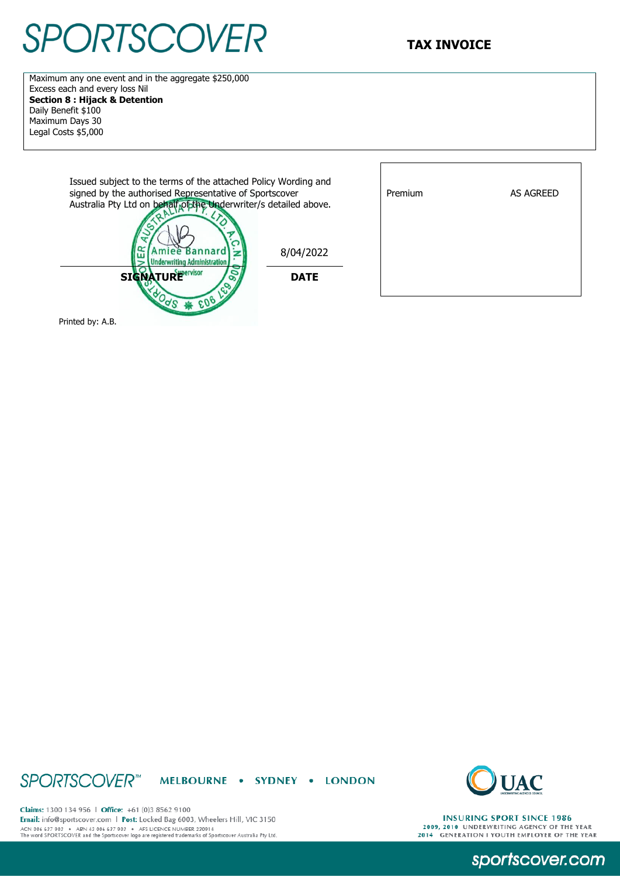SPORTSCOVER

**TAX INVOICE**

Maximum any one event and in the aggregate $250,000
Excess each and every loss Nil
**Section 8 : Hijack & Detention**
Daily Benefit $100
Maximum Days 30
Legal Costs $5,000

Issued subject to the terms of the attached Policy Wording and signed by the authorised Representative of Sportscover Australia Pty Ltd on behalf of the Underwriter/s detailed above.

Amiee Bannard
Underwriting Administration
Supervisor

**SIGNATURE**

8/04/2022

**DATE**

| | |
|---|---|
| Premium | AS AGREED |

Printed by: A.B.